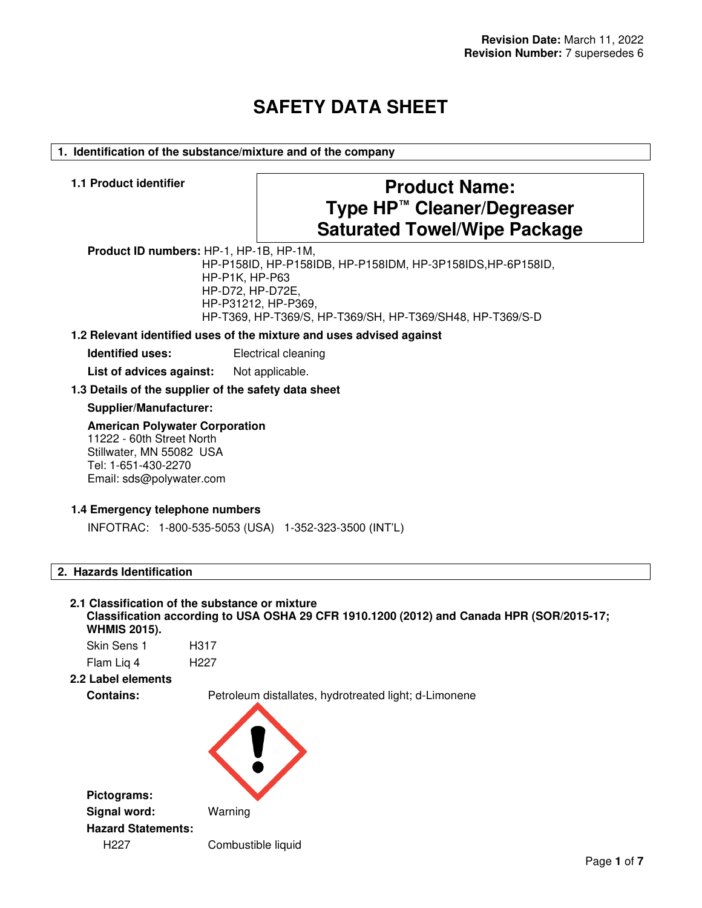**Revision Date:** March 11, 2022
**Revision Number:** 7 supersedes 6

# SAFETY DATA SHEET

## 1. Identification of the substance/mixture and of the company

### 1.1 Product identifier

**Product Name:**
**Type HP™ Cleaner/Degreaser Saturated Towel/Wipe Package**

**Product ID numbers:** HP-1, HP-1B, HP-1M,
HP-P158ID, HP-P158IDB, HP-P158IDM, HP-3P158IDS,HP-6P158ID,
HP-P1K, HP-P63
HP-D72, HP-D72E,
HP-P31212, HP-P369,
HP-T369, HP-T369/S, HP-T369/SH, HP-T369/SH48, HP-T369/S-D

### 1.2 Relevant identified uses of the mixture and uses advised against

**Identified uses:** Electrical cleaning

**List of advices against:** Not applicable.

### 1.3 Details of the supplier of the safety data sheet

**Supplier/Manufacturer:**

**American Polywater Corporation**
11222 - 60th Street North
Stillwater, MN 55082 USA
Tel: 1-651-430-2270
Email: sds@polywater.com

### 1.4 Emergency telephone numbers

INFOTRAC: 1-800-535-5053 (USA) 1-352-323-3500 (INT'L)

## 2. Hazards Identification

### 2.1 Classification of the substance or mixture

**Classification according to USA OSHA 29 CFR 1910.1200 (2012) and Canada HPR (SOR/2015-17; WHMIS 2015).**

Skin Sens 1 H317

Flam Liq 4 H227

### 2.2 Label elements

**Contains:** Petroleum distallates, hydrotreated light; d-Limonene

**Pictograms:**

**Signal word:** Warning

**Hazard Statements:**

H227 Combustible liquid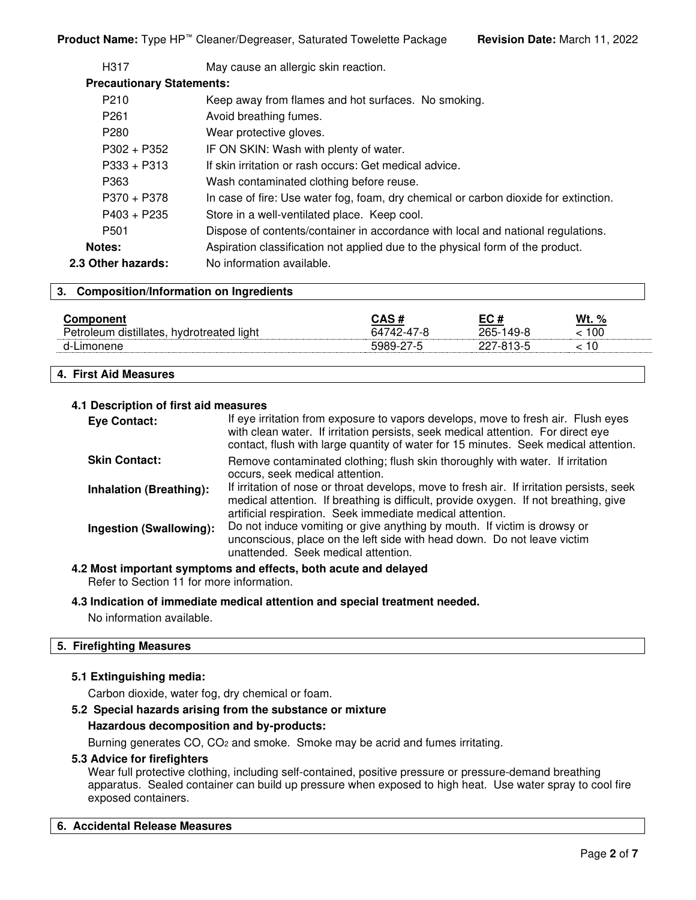| | |
|---|---|
| H317 | May cause an allergic skin reaction. |

**Precautionary Statements:**

| | |
|---|---|
| P210 | Keep away from flames and hot surfaces. No smoking. |
| P261 | Avoid breathing fumes. |
| P280 | Wear protective gloves. |
| P302 + P352 | IF ON SKIN: Wash with plenty of water. |
| P333 + P313 | If skin irritation or rash occurs: Get medical advice. |
| P363 | Wash contaminated clothing before reuse. |
| P370 + P378 | In case of fire: Use water fog, foam, dry chemical or carbon dioxide for extinction. |
| P403 + P235 | Store in a well-ventilated place. Keep cool. |
| P501 | Dispose of contents/container in accordance with local and national regulations. |

**Notes:** Aspiration classification not applied due to the physical form of the product.

**2.3 Other hazards:** No information available.

## 3. Composition/Information on Ingredients

| Component | CAS # | EC # | Wt. % |
|---|---|---|---|
| Petroleum distillates, hydrotreated light | 64742-47-8 | 265-149-8 | < 100 |
| d-Limonene | 5989-27-5 | 227-813-5 | < 10 |

## 4. First Aid Measures

### 4.1 Description of first aid measures

**Eye Contact:** If eye irritation from exposure to vapors develops, move to fresh air. Flush eyes with clean water. If irritation persists, seek medical attention. For direct eye contact, flush with large quantity of water for 15 minutes. Seek medical attention.

**Skin Contact:** Remove contaminated clothing; flush skin thoroughly with water. If irritation occurs, seek medical attention.

**Inhalation (Breathing):** If irritation of nose or throat develops, move to fresh air. If irritation persists, seek medical attention. If breathing is difficult, provide oxygen. If not breathing, give artificial respiration. Seek immediate medical attention.

**Ingestion (Swallowing):** Do not induce vomiting or give anything by mouth. If victim is drowsy or unconscious, place on the left side with head down. Do not leave victim unattended. Seek medical attention.

### 4.2 Most important symptoms and effects, both acute and delayed

Refer to Section 11 for more information.

### 4.3 Indication of immediate medical attention and special treatment needed.

No information available.

## 5. Firefighting Measures

### 5.1 Extinguishing media:

Carbon dioxide, water fog, dry chemical or foam.

### 5.2 Special hazards arising from the substance or mixture

**Hazardous decomposition and by-products:**

Burning generates CO, $CO_2$ and smoke. Smoke may be acrid and fumes irritating.

### 5.3 Advice for firefighters

Wear full protective clothing, including self-contained, positive pressure or pressure-demand breathing apparatus. Sealed container can build up pressure when exposed to high heat. Use water spray to cool fire exposed containers.

## 6. Accidental Release Measures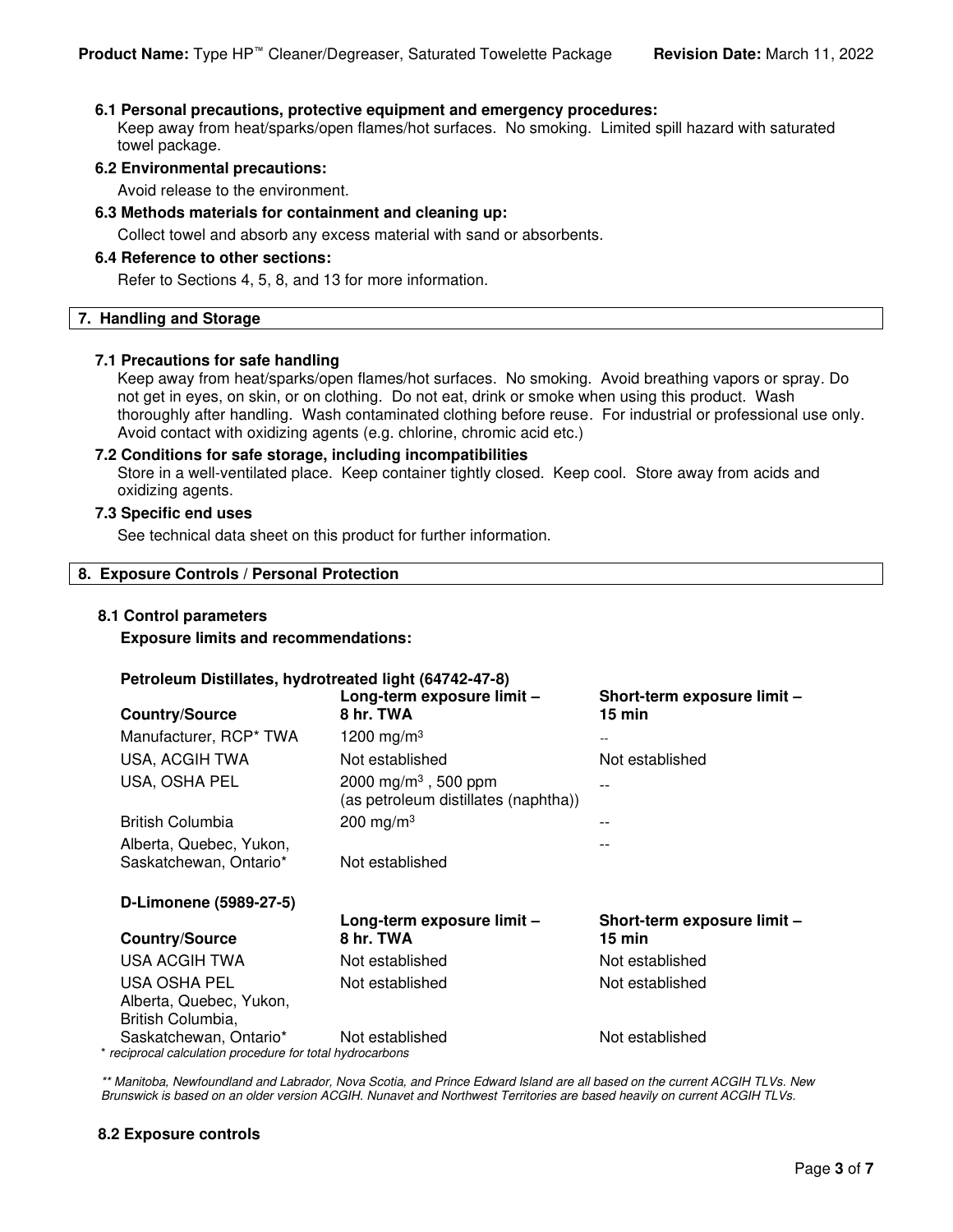**6.1 Personal precautions, protective equipment and emergency procedures:**
Keep away from heat/sparks/open flames/hot surfaces. No smoking. Limited spill hazard with saturated towel package.

**6.2 Environmental precautions:**
Avoid release to the environment.

**6.3 Methods materials for containment and cleaning up:**
Collect towel and absorb any excess material with sand or absorbents.

**6.4 Reference to other sections:**
Refer to Sections 4, 5, 8, and 13 for more information.

## 7. Handling and Storage

**7.1 Precautions for safe handling**
Keep away from heat/sparks/open flames/hot surfaces. No smoking. Avoid breathing vapors or spray. Do not get in eyes, on skin, or on clothing. Do not eat, drink or smoke when using this product. Wash thoroughly after handling. Wash contaminated clothing before reuse. For industrial or professional use only. Avoid contact with oxidizing agents (e.g. chlorine, chromic acid etc.)

**7.2 Conditions for safe storage, including incompatibilities**
Store in a well-ventilated place. Keep container tightly closed. Keep cool. Store away from acids and oxidizing agents.

**7.3 Specific end uses**
See technical data sheet on this product for further information.

## 8. Exposure Controls / Personal Protection

**8.1 Control parameters**

**Exposure limits and recommendations:**

**Petroleum Distillates, hydrotreated light (64742-47-8)**

| Country/Source | Long-term exposure limit – 8 hr. TWA | Short-term exposure limit – 15 min |
|---|---|---|
| Manufacturer, RCP* TWA | 1200 mg/m$^3$ | -- |
| USA, ACGIH TWA | Not established | Not established |
| USA, OSHA PEL | 2000 mg/m$^3$ , 500 ppm (as petroleum distillates (naphtha)) | -- |
| British Columbia | 200 mg/m$^3$ | -- |
| Alberta, Quebec, Yukon, Saskatchewan, Ontario* | Not established | -- |

**D-Limonene (5989-27-5)**

| Country/Source | Long-term exposure limit – 8 hr. TWA | Short-term exposure limit – 15 min |
|---|---|---|
| USA ACGIH TWA | Not established | Not established |
| USA OSHA PEL | Not established | Not established |
| Alberta, Quebec, Yukon, British Columbia, Saskatchewan, Ontario* | Not established | Not established |

*\* reciprocal calculation procedure for total hydrocarbons*

*\*\* Manitoba, Newfoundland and Labrador, Nova Scotia, and Prince Edward Island are all based on the current ACGIH TLVs. New Brunswick is based on an older version ACGIH. Nunavet and Northwest Territories are based heavily on current ACGIH TLVs.*

**8.2 Exposure controls**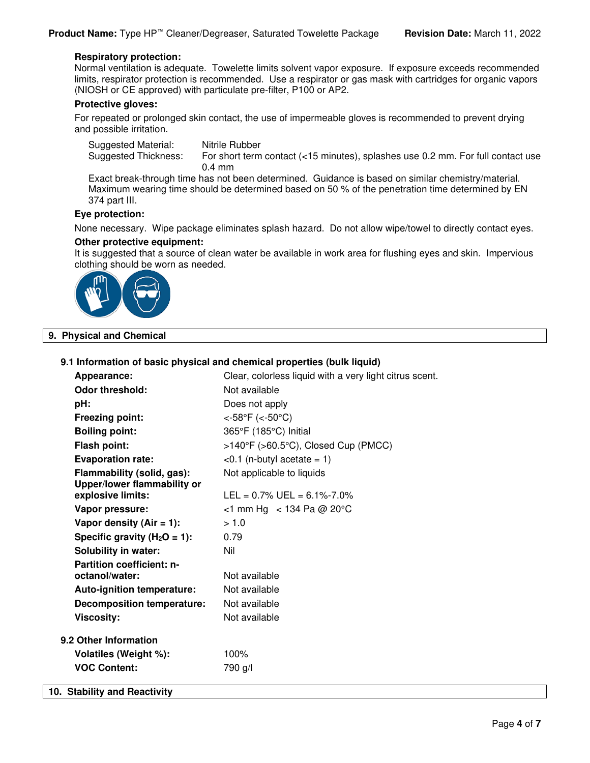**Respiratory protection:**
Normal ventilation is adequate. Towelette limits solvent vapor exposure. If exposure exceeds recommended limits, respirator protection is recommended. Use a respirator or gas mask with cartridges for organic vapors (NIOSH or CE approved) with particulate pre-filter, P100 or AP2.

**Protective gloves:**

For repeated or prolonged skin contact, the use of impermeable gloves is recommended to prevent drying and possible irritation.

| | |
|---|---|
| Suggested Material: | Nitrile Rubber |
| Suggested Thickness: | For short term contact (<15 minutes), splashes use 0.2 mm. For full contact use 0.4 mm |

Exact break-through time has not been determined. Guidance is based on similar chemistry/material. Maximum wearing time should be determined based on 50 % of the penetration time determined by EN 374 part III.

**Eye protection:**

None necessary. Wipe package eliminates splash hazard. Do not allow wipe/towel to directly contact eyes.

**Other protective equipment:**
It is suggested that a source of clean water be available in work area for flushing eyes and skin. Impervious clothing should be worn as needed.

## 9. Physical and Chemical

### 9.1 Information of basic physical and chemical properties (bulk liquid)

| Property | Value |
|---|---|
| **Appearance:** | Clear, colorless liquid with a very light citrus scent. |
| **Odor threshold:** | Not available |
| **pH:** | Does not apply |
| **Freezing point:** | <-58°F (<-50°C) |
| **Boiling point:** | 365°F (185°C) Initial |
| **Flash point:** | >140°F (>60.5°C), Closed Cup (PMCC) |
| **Evaporation rate:** | <0.1 (n-butyl acetate = 1) |
| **Flammability (solid, gas):** | Not applicable to liquids |
| **Upper/lower flammability or explosive limits:** | LEL = 0.7% UEL = 6.1%-7.0% |
| **Vapor pressure:** | <1 mm Hg < 134 Pa @ 20°C |
| **Vapor density (Air = 1):** | > 1.0 |
| **Specific gravity ($H_2O$ = 1):** | 0.79 |
| **Solubility in water:** | Nil |
| **Partition coefficient: n-octanol/water:** | Not available |
| **Auto-ignition temperature:** | Not available |
| **Decomposition temperature:** | Not available |
| **Viscosity:** | Not available |

### 9.2 Other Information

| Property | Value |
|---|---|
| **Volatiles (Weight %):** | 100% |
| **VOC Content:** | 790 g/l |

## 10. Stability and Reactivity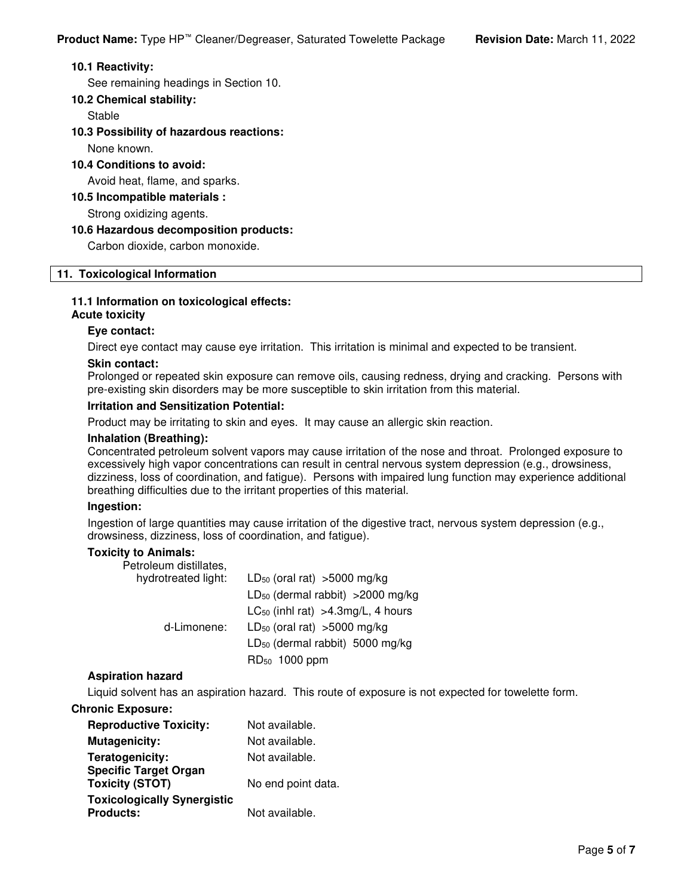**10.1 Reactivity:**

See remaining headings in Section 10.

**10.2 Chemical stability:**

Stable

**10.3 Possibility of hazardous reactions:**

None known.

**10.4 Conditions to avoid:**

Avoid heat, flame, and sparks.

**10.5 Incompatible materials :**

Strong oxidizing agents.

**10.6 Hazardous decomposition products:**

Carbon dioxide, carbon monoxide.

## 11. Toxicological Information

**11.1 Information on toxicological effects:**

**Acute toxicity**

**Eye contact:**

Direct eye contact may cause eye irritation. This irritation is minimal and expected to be transient.

**Skin contact:**

Prolonged or repeated skin exposure can remove oils, causing redness, drying and cracking. Persons with pre-existing skin disorders may be more susceptible to skin irritation from this material.

**Irritation and Sensitization Potential:**

Product may be irritating to skin and eyes. It may cause an allergic skin reaction.

**Inhalation (Breathing):**

Concentrated petroleum solvent vapors may cause irritation of the nose and throat. Prolonged exposure to excessively high vapor concentrations can result in central nervous system depression (e.g., drowsiness, dizziness, loss of coordination, and fatigue). Persons with impaired lung function may experience additional breathing difficulties due to the irritant properties of this material.

**Ingestion:**

Ingestion of large quantities may cause irritation of the digestive tract, nervous system depression (e.g., drowsiness, dizziness, loss of coordination, and fatigue).

**Toxicity to Animals:**

| | |
|---|---|
| Petroleum distillates, hydrotreated light: | $LD_{50}$ (oral rat) >5000 mg/kg |
| | $LD_{50}$ (dermal rabbit) >2000 mg/kg |
| | $LC_{50}$ (inhl rat) >4.3mg/L, 4 hours |
| d-Limonene: | $LD_{50}$ (oral rat) >5000 mg/kg |
| | $LD_{50}$ (dermal rabbit) 5000 mg/kg |
| | $RD_{50}$ 1000 ppm |

**Aspiration hazard**

Liquid solvent has an aspiration hazard. This route of exposure is not expected for towelette form.

**Chronic Exposure:**

| | |
|---|---|
| **Reproductive Toxicity:** | Not available. |
| **Mutagenicity:** | Not available. |
| **Teratogenicity:** | Not available. |
| **Specific Target Organ Toxicity (STOT)** | No end point data. |
| **Toxicologically Synergistic Products:** | Not available. |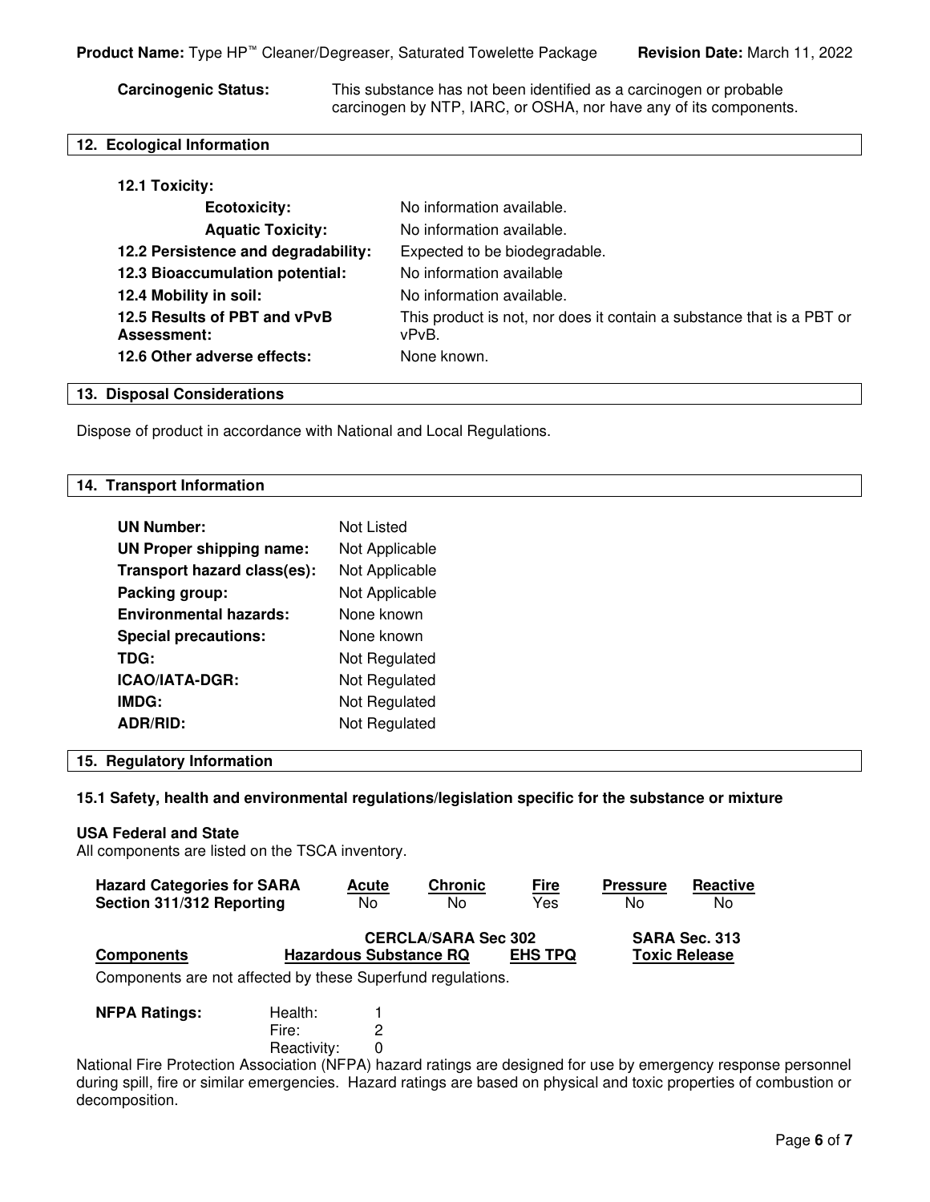**Carcinogenic Status:** This substance has not been identified as a carcinogen or probable carcinogen by NTP, IARC, or OSHA, nor have any of its components.

## 12. Ecological Information

**12.1 Toxicity:**

| | |
|---|---|
| **Ecotoxicity:** | No information available. |
| **Aquatic Toxicity:** | No information available. |
| **12.2 Persistence and degradability:** | Expected to be biodegradable. |
| **12.3 Bioaccumulation potential:** | No information available |
| **12.4 Mobility in soil:** | No information available. |
| **12.5 Results of PBT and vPvB Assessment:** | This product is not, nor does it contain a substance that is a PBT or vPvB. |
| **12.6 Other adverse effects:** | None known. |

## 13. Disposal Considerations

Dispose of product in accordance with National and Local Regulations.

## 14. Transport Information

| | |
|---|---|
| **UN Number:** | Not Listed |
| **UN Proper shipping name:** | Not Applicable |
| **Transport hazard class(es):** | Not Applicable |
| **Packing group:** | Not Applicable |
| **Environmental hazards:** | None known |
| **Special precautions:** | None known |
| **TDG:** | Not Regulated |
| **ICAO/IATA-DGR:** | Not Regulated |
| **IMDG:** | Not Regulated |
| **ADR/RID:** | Not Regulated |

## 15. Regulatory Information

### 15.1 Safety, health and environmental regulations/legislation specific for the substance or mixture

**USA Federal and State**

All components are listed on the TSCA inventory.

| Hazard Categories for SARA Section 311/312 Reporting | Acute | Chronic | Fire | Pressure | Reactive |
|---|---|---|---|---|---|
| | No | No | Yes | No | No |

| Components | CERCLA/SARA Sec 302 Hazardous Substance RQ | EHS TPQ | SARA Sec. 313 Toxic Release |
|---|---|---|---|

Components are not affected by these Superfund regulations.

**NFPA Ratings:**

| | |
|---|---|
| Health: | 1 |
| Fire: | 2 |
| Reactivity: | 0 |

National Fire Protection Association (NFPA) hazard ratings are designed for use by emergency response personnel during spill, fire or similar emergencies. Hazard ratings are based on physical and toxic properties of combustion or decomposition.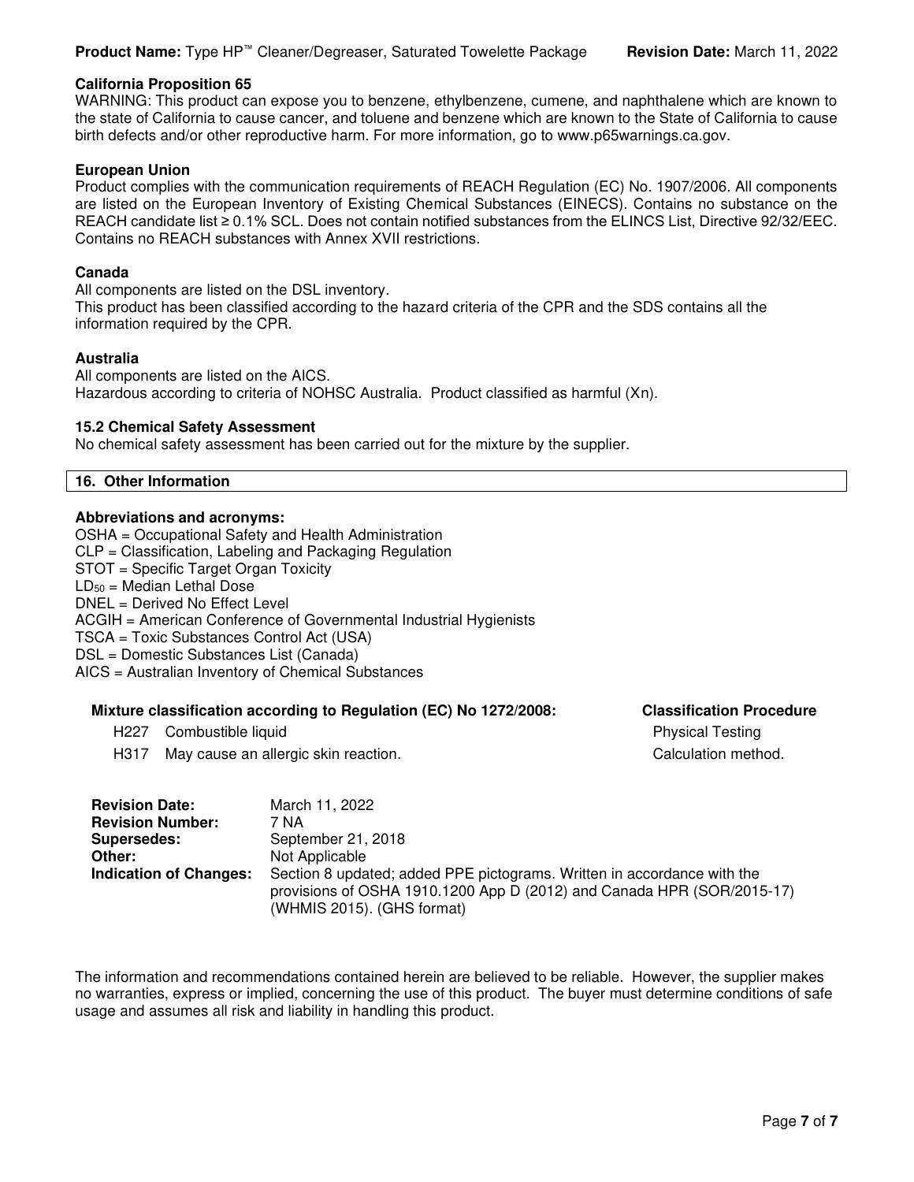### California Proposition 65

WARNING: This product can expose you to benzene, ethylbenzene, cumene, and naphthalene which are known to the state of California to cause cancer, and toluene and benzene which are known to the State of California to cause birth defects and/or other reproductive harm. For more information, go to www.p65warnings.ca.gov.

### European Union

Product complies with the communication requirements of REACH Regulation (EC) No. 1907/2006. All components are listed on the European Inventory of Existing Chemical Substances (EINECS). Contains no substance on the REACH candidate list ≥ 0.1% SCL. Does not contain notified substances from the ELINCS List, Directive 92/32/EEC. Contains no REACH substances with Annex XVII restrictions.

### Canada

All components are listed on the DSL inventory.
This product has been classified according to the hazard criteria of the CPR and the SDS contains all the information required by the CPR.

### Australia

All components are listed on the AICS.
Hazardous according to criteria of NOHSC Australia. Product classified as harmful (Xn).

### 15.2 Chemical Safety Assessment

No chemical safety assessment has been carried out for the mixture by the supplier.

## 16. Other Information

**Abbreviations and acronyms:**

OSHA = Occupational Safety and Health Administration
CLP = Classification, Labeling and Packaging Regulation
STOT = Specific Target Organ Toxicity
$LD_{50}$ = Median Lethal Dose
DNEL = Derived No Effect Level
ACGIH = American Conference of Governmental Industrial Hygienists
TSCA = Toxic Substances Control Act (USA)
DSL = Domestic Substances List (Canada)
AICS = Australian Inventory of Chemical Substances

| Mixture classification according to Regulation (EC) No 1272/2008: | | Classification Procedure |
|---|---|---|
| H227 | Combustible liquid | Physical Testing |
| H317 | May cause an allergic skin reaction. | Calculation method. |

| | |
|---|---|
| **Revision Date:** | March 11, 2022 |
| **Revision Number:** | 7 NA |
| **Supersedes:** | September 21, 2018 |
| **Other:** | Not Applicable |
| **Indication of Changes:** | Section 8 updated; added PPE pictograms. Written in accordance with the provisions of OSHA 1910.1200 App D (2012) and Canada HPR (SOR/2015-17) (WHMIS 2015). (GHS format) |

The information and recommendations contained herein are believed to be reliable. However, the supplier makes no warranties, express or implied, concerning the use of this product. The buyer must determine conditions of safe usage and assumes all risk and liability in handling this product.